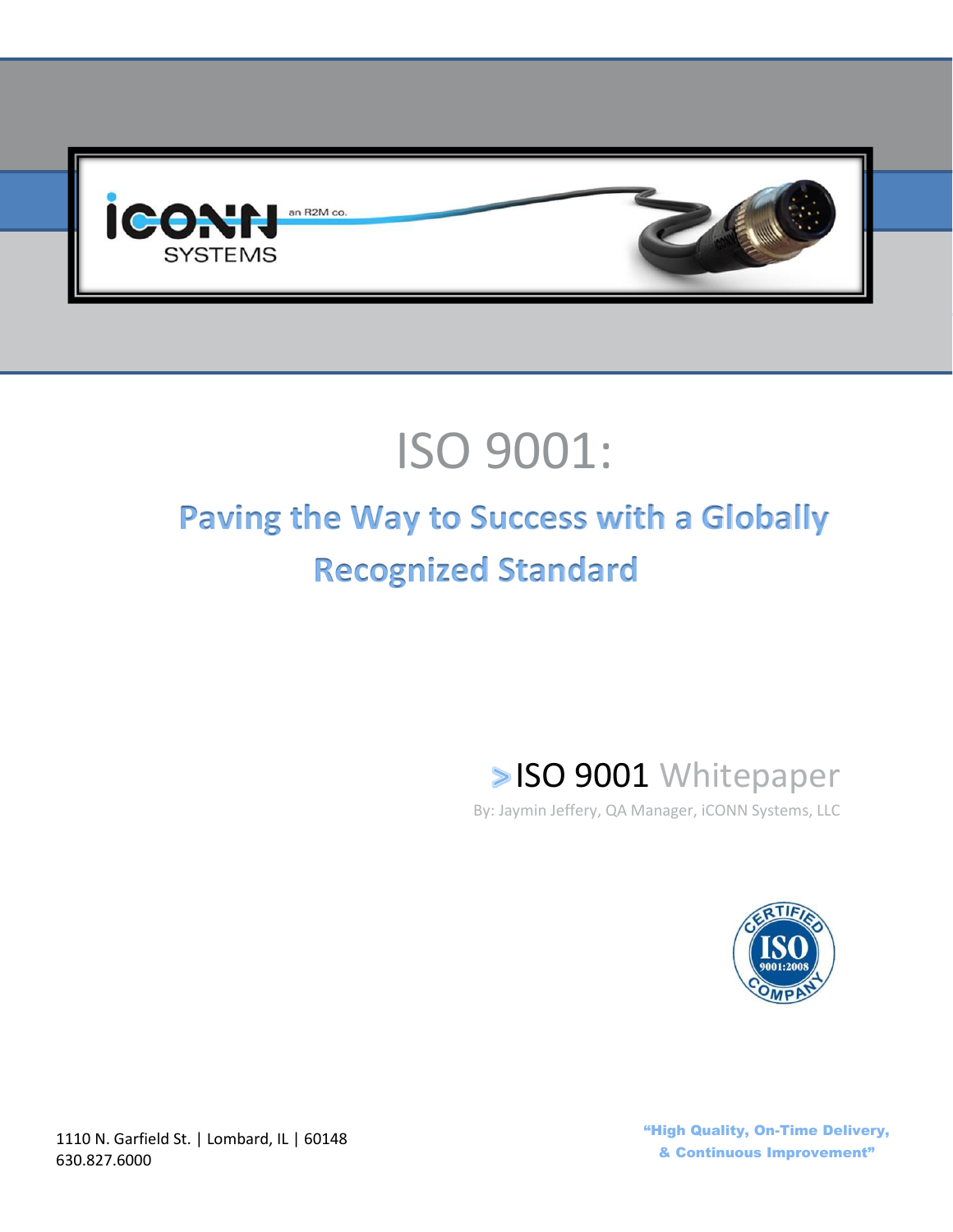# ISO 9001:

## Paving the Way to Success with a Globally Recognized Standard

**ISO 9001** Whitepaper

By: Jaymin Jeffery, QA Manager, iCONN Systems, LLC

1110 N. Garfield St. | Lombard, IL | 60148
630.827.6000

**"High Quality, On-Time Delivery, & Continuous Improvement"**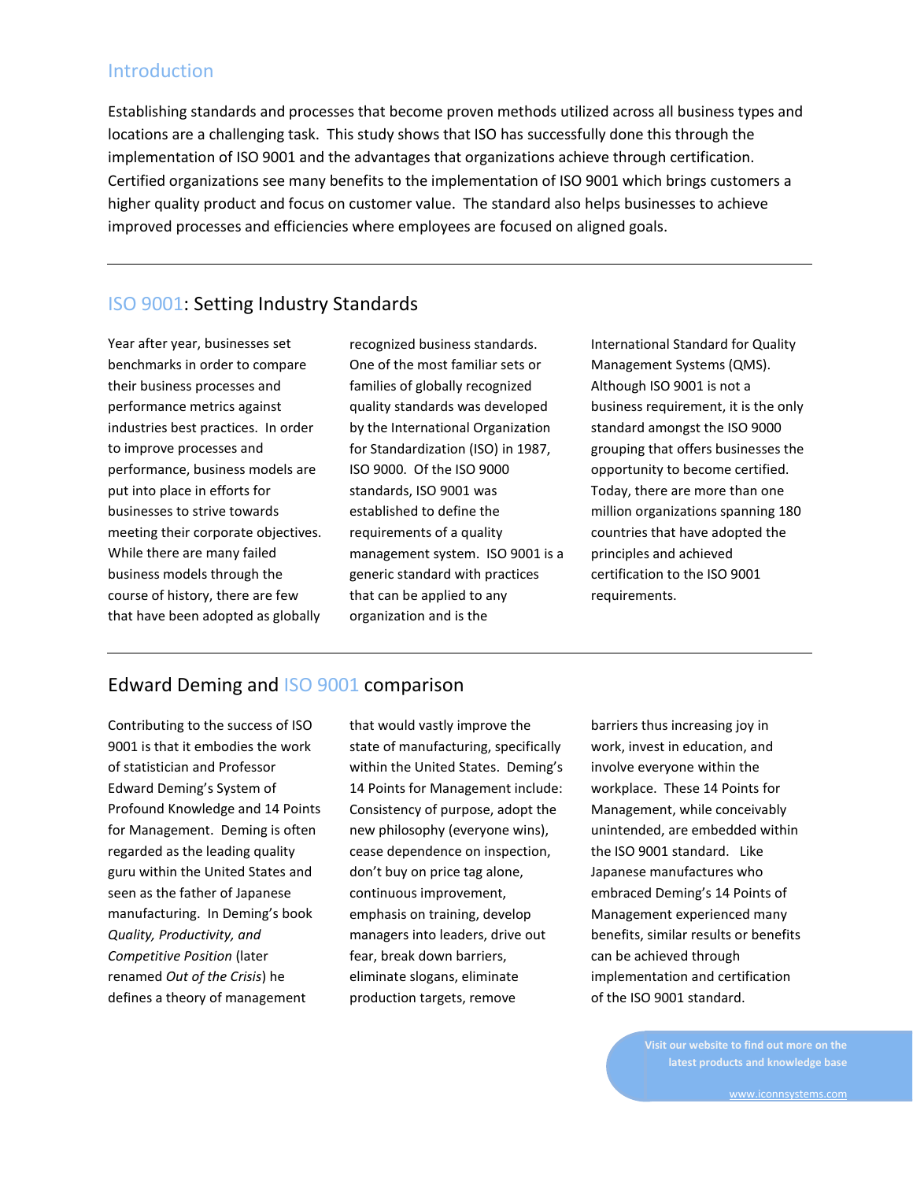## Introduction

Establishing standards and processes that become proven methods utilized across all business types and locations are a challenging task. This study shows that ISO has successfully done this through the implementation of ISO 9001 and the advantages that organizations achieve through certification. Certified organizations see many benefits to the implementation of ISO 9001 which brings customers a higher quality product and focus on customer value. The standard also helps businesses to achieve improved processes and efficiencies where employees are focused on aligned goals.

---

## ISO 9001: Setting Industry Standards

Year after year, businesses set benchmarks in order to compare their business processes and performance metrics against industries best practices. In order to improve processes and performance, business models are put into place in efforts for businesses to strive towards meeting their corporate objectives. While there are many failed business models through the course of history, there are few that have been adopted as globally recognized business standards. One of the most familiar sets or families of globally recognized quality standards was developed by the International Organization for Standardization (ISO) in 1987, ISO 9000. Of the ISO 9000 standards, ISO 9001 was established to define the requirements of a quality management system. ISO 9001 is a generic standard with practices that can be applied to any organization and is the International Standard for Quality Management Systems (QMS). Although ISO 9001 is not a business requirement, it is the only standard amongst the ISO 9000 grouping that offers businesses the opportunity to become certified. Today, there are more than one million organizations spanning 180 countries that have adopted the principles and achieved certification to the ISO 9001 requirements.

---

## Edward Deming and ISO 9001 comparison

Contributing to the success of ISO 9001 is that it embodies the work of statistician and Professor Edward Deming's System of Profound Knowledge and 14 Points for Management. Deming is often regarded as the leading quality guru within the United States and seen as the father of Japanese manufacturing. In Deming's book *Quality, Productivity, and Competitive Position* (later renamed *Out of the Crisis*) he defines a theory of management that would vastly improve the state of manufacturing, specifically within the United States. Deming's 14 Points for Management include: Consistency of purpose, adopt the new philosophy (everyone wins), cease dependence on inspection, don't buy on price tag alone, continuous improvement, emphasis on training, develop managers into leaders, drive out fear, break down barriers, eliminate slogans, eliminate production targets, remove barriers thus increasing joy in work, invest in education, and involve everyone within the workplace. These 14 Points for Management, while conceivably unintended, are embedded within the ISO 9001 standard. Like Japanese manufactures who embraced Deming's 14 Points of Management experienced many benefits, similar results or benefits can be achieved through implementation and certification of the ISO 9001 standard.

Visit our website to find out more on the latest products and knowledge base

www.iconnsystems.com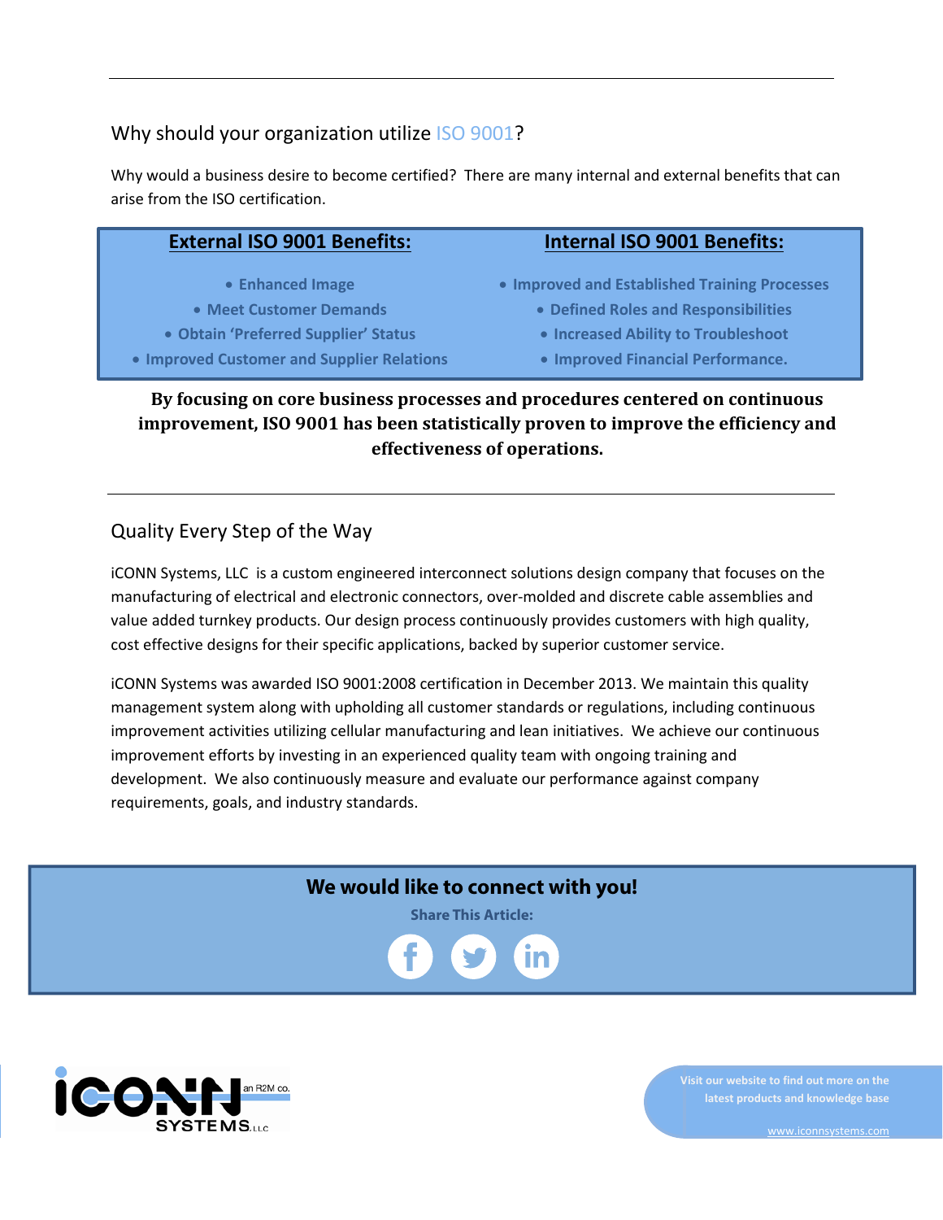## Why should your organization utilize ISO 9001?

Why would a business desire to become certified? There are many internal and external benefits that can arise from the ISO certification.

| External ISO 9001 Benefits: | Internal ISO 9001 Benefits: |
| --- | --- |
| • Enhanced Image | • Improved and Established Training Processes |
| • Meet Customer Demands | • Defined Roles and Responsibilities |
| • Obtain 'Preferred Supplier' Status | • Increased Ability to Troubleshoot |
| • Improved Customer and Supplier Relations | • Improved Financial Performance. |

**By focusing on core business processes and procedures centered on continuous improvement, ISO 9001 has been statistically proven to improve the efficiency and effectiveness of operations.**

---

## Quality Every Step of the Way

iCONN Systems, LLC is a custom engineered interconnect solutions design company that focuses on the manufacturing of electrical and electronic connectors, over-molded and discrete cable assemblies and value added turnkey products. Our design process continuously provides customers with high quality, cost effective designs for their specific applications, backed by superior customer service.

iCONN Systems was awarded ISO 9001:2008 certification in December 2013. We maintain this quality management system along with upholding all customer standards or regulations, including continuous improvement activities utilizing cellular manufacturing and lean initiatives. We achieve our continuous improvement efforts by investing in an experienced quality team with ongoing training and development. We also continuously measure and evaluate our performance against company requirements, goals, and industry standards.

**We would like to connect with you!**

**Share This Article:**

iCONN an R2M co. SYSTEMS LLC

Visit our website to find out more on the latest products and knowledge base

www.iconnsystems.com